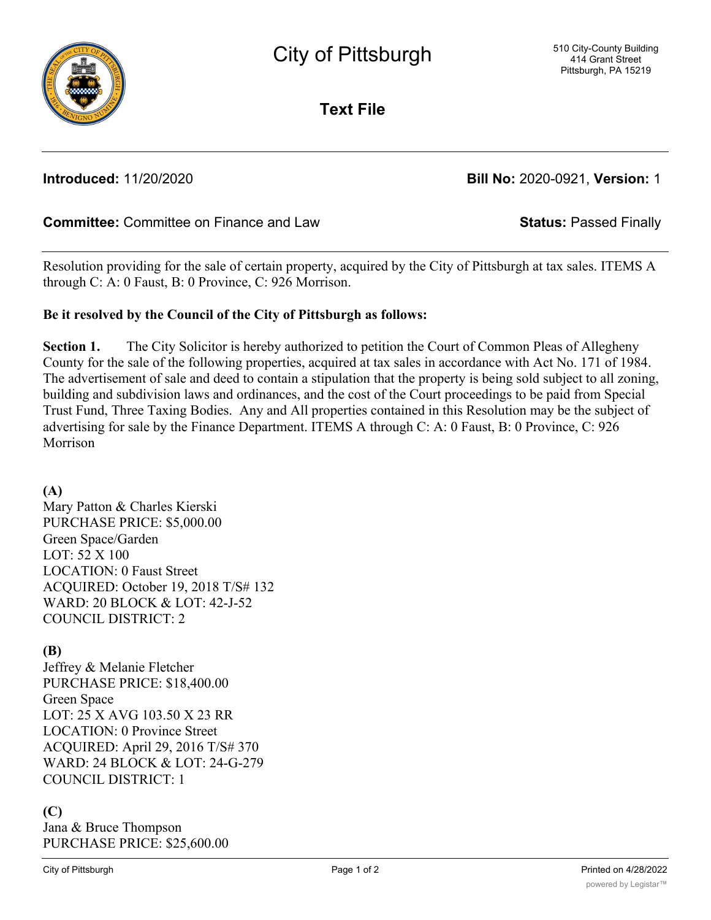# City of Pittsburgh

510 City-County Building
414 Grant Street
Pittsburgh, PA 15219

## Text File

**Introduced:** 11/20/2020 **Bill No:** 2020-0921, **Version:** 1

**Committee:** Committee on Finance and Law **Status:** Passed Finally

Resolution providing for the sale of certain property, acquired by the City of Pittsburgh at tax sales. ITEMS A through C: A: 0 Faust, B: 0 Province, C: 926 Morrison.

**Be it resolved by the Council of the City of Pittsburgh as follows:**

**Section 1.** The City Solicitor is hereby authorized to petition the Court of Common Pleas of Allegheny County for the sale of the following properties, acquired at tax sales in accordance with Act No. 171 of 1984. The advertisement of sale and deed to contain a stipulation that the property is being sold subject to all zoning, building and subdivision laws and ordinances, and the cost of the Court proceedings to be paid from Special Trust Fund, Three Taxing Bodies. Any and All properties contained in this Resolution may be the subject of advertising for sale by the Finance Department. ITEMS A through C: A: 0 Faust, B: 0 Province, C: 926 Morrison

**(A)**
Mary Patton & Charles Kierski
PURCHASE PRICE: $5,000.00
Green Space/Garden
LOT: 52 X 100
LOCATION: 0 Faust Street
ACQUIRED: October 19, 2018 T/S# 132
WARD: 20 BLOCK & LOT: 42-J-52
COUNCIL DISTRICT: 2

**(B)**
Jeffrey & Melanie Fletcher
PURCHASE PRICE: $18,400.00
Green Space
LOT: 25 X AVG 103.50 X 23 RR
LOCATION: 0 Province Street
ACQUIRED: April 29, 2016 T/S# 370
WARD: 24 BLOCK & LOT: 24-G-279
COUNCIL DISTRICT: 1

**(C)**
Jana & Bruce Thompson
PURCHASE PRICE: $25,600.00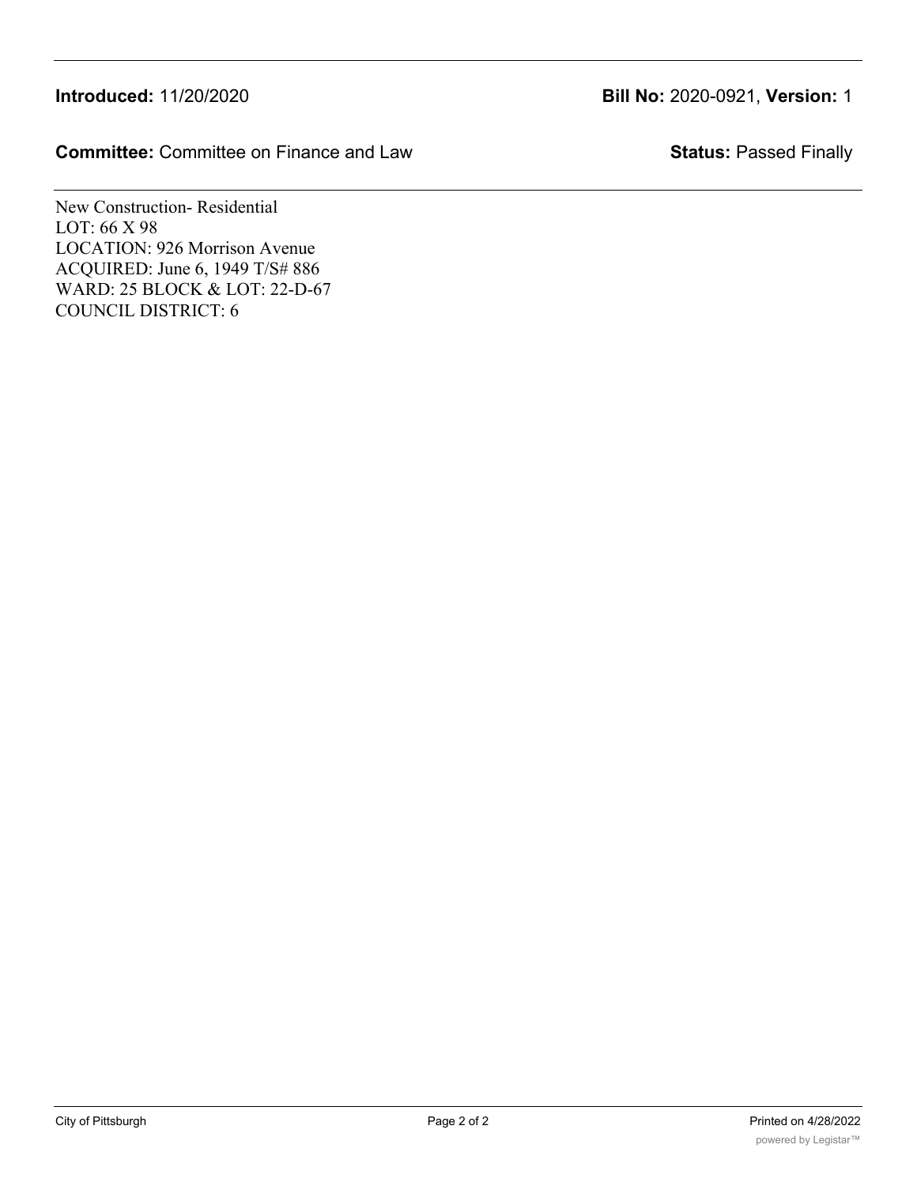**Introduced:** 11/20/2020 **Bill No:** 2020-0921, **Version:** 1

**Committee:** Committee on Finance and Law **Status:** Passed Finally

New Construction- Residential
LOT: 66 X 98
LOCATION: 926 Morrison Avenue
ACQUIRED: June 6, 1949 T/S# 886
WARD: 25 BLOCK & LOT: 22-D-67
COUNCIL DISTRICT: 6